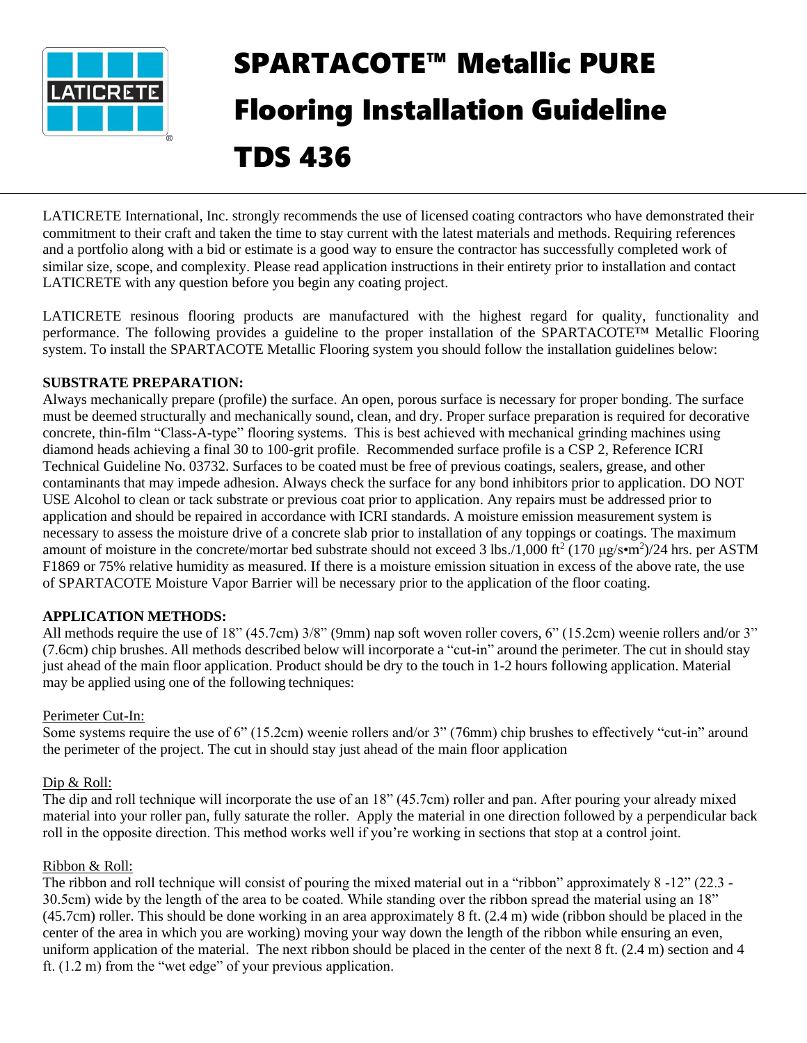# SPARTACOTE™ Metallic PURE Flooring Installation Guideline TDS 436

LATICRETE International, Inc. strongly recommends the use of licensed coating contractors who have demonstrated their commitment to their craft and taken the time to stay current with the latest materials and methods. Requiring references and a portfolio along with a bid or estimate is a good way to ensure the contractor has successfully completed work of similar size, scope, and complexity. Please read application instructions in their entirety prior to installation and contact LATICRETE with any question before you begin any coating project.

LATICRETE resinous flooring products are manufactured with the highest regard for quality, functionality and performance. The following provides a guideline to the proper installation of the SPARTACOTE™ Metallic Flooring system. To install the SPARTACOTE Metallic Flooring system you should follow the installation guidelines below:

**SUBSTRATE PREPARATION:**
Always mechanically prepare (profile) the surface. An open, porous surface is necessary for proper bonding. The surface must be deemed structurally and mechanically sound, clean, and dry. Proper surface preparation is required for decorative concrete, thin-film "Class-A-type" flooring systems. This is best achieved with mechanical grinding machines using diamond heads achieving a final 30 to 100-grit profile. Recommended surface profile is a CSP 2, Reference ICRI Technical Guideline No. 03732. Surfaces to be coated must be free of previous coatings, sealers, grease, and other contaminants that may impede adhesion. Always check the surface for any bond inhibitors prior to application. DO NOT USE Alcohol to clean or tack substrate or previous coat prior to application. Any repairs must be addressed prior to application and should be repaired in accordance with ICRI standards. A moisture emission measurement system is necessary to assess the moisture drive of a concrete slab prior to installation of any toppings or coatings. The maximum amount of moisture in the concrete/mortar bed substrate should not exceed 3 lbs./1,000 ft$^2$ (170 μg/s•m$^2$)/24 hrs. per ASTM F1869 or 75% relative humidity as measured. If there is a moisture emission situation in excess of the above rate, the use of SPARTACOTE Moisture Vapor Barrier will be necessary prior to the application of the floor coating.

**APPLICATION METHODS:**
All methods require the use of 18" (45.7cm) 3/8" (9mm) nap soft woven roller covers, 6" (15.2cm) weenie rollers and/or 3" (7.6cm) chip brushes. All methods described below will incorporate a "cut-in" around the perimeter. The cut in should stay just ahead of the main floor application. Product should be dry to the touch in 1-2 hours following application. Material may be applied using one of the following techniques:

Perimeter Cut-In:
Some systems require the use of 6" (15.2cm) weenie rollers and/or 3" (76mm) chip brushes to effectively "cut-in" around the perimeter of the project. The cut in should stay just ahead of the main floor application

Dip & Roll:
The dip and roll technique will incorporate the use of an 18" (45.7cm) roller and pan. After pouring your already mixed material into your roller pan, fully saturate the roller. Apply the material in one direction followed by a perpendicular back roll in the opposite direction. This method works well if you're working in sections that stop at a control joint.

Ribbon & Roll:
The ribbon and roll technique will consist of pouring the mixed material out in a "ribbon" approximately 8 -12" (22.3 - 30.5cm) wide by the length of the area to be coated. While standing over the ribbon spread the material using an 18" (45.7cm) roller. This should be done working in an area approximately 8 ft. (2.4 m) wide (ribbon should be placed in the center of the area in which you are working) moving your way down the length of the ribbon while ensuring an even, uniform application of the material. The next ribbon should be placed in the center of the next 8 ft. (2.4 m) section and 4 ft. (1.2 m) from the "wet edge" of your previous application.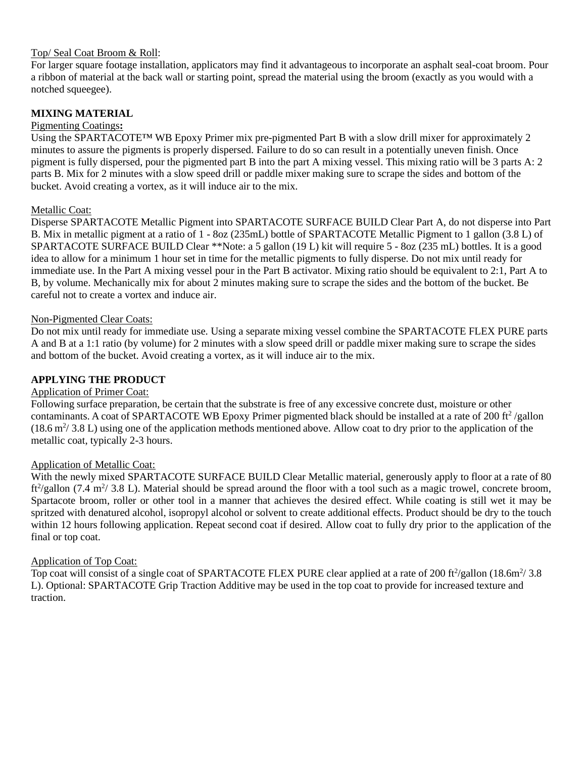Top/ Seal Coat Broom & Roll:

For larger square footage installation, applicators may find it advantageous to incorporate an asphalt seal-coat broom. Pour a ribbon of material at the back wall or starting point, spread the material using the broom (exactly as you would with a notched squeegee).

## MIXING MATERIAL

Pigmenting Coatings**:**

Using the SPARTACOTE™ WB Epoxy Primer mix pre-pigmented Part B with a slow drill mixer for approximately 2 minutes to assure the pigments is properly dispersed. Failure to do so can result in a potentially uneven finish. Once pigment is fully dispersed, pour the pigmented part B into the part A mixing vessel. This mixing ratio will be 3 parts A: 2 parts B. Mix for 2 minutes with a slow speed drill or paddle mixer making sure to scrape the sides and bottom of the bucket. Avoid creating a vortex, as it will induce air to the mix.

Metallic Coat:

Disperse SPARTACOTE Metallic Pigment into SPARTACOTE SURFACE BUILD Clear Part A, do not disperse into Part B. Mix in metallic pigment at a ratio of 1 - 8oz (235mL) bottle of SPARTACOTE Metallic Pigment to 1 gallon (3.8 L) of SPARTACOTE SURFACE BUILD Clear **Note: a 5 gallon (19 L) kit will require 5 - 8oz (235 mL) bottles. It is a good idea to allow for a minimum 1 hour set in time for the metallic pigments to fully disperse. Do not mix until ready for immediate use. In the Part A mixing vessel pour in the Part B activator. Mixing ratio should be equivalent to 2:1, Part A to B, by volume. Mechanically mix for about 2 minutes making sure to scrape the sides and the bottom of the bucket. Be careful not to create a vortex and induce air.

Non-Pigmented Clear Coats:

Do not mix until ready for immediate use. Using a separate mixing vessel combine the SPARTACOTE FLEX PURE parts A and B at a 1:1 ratio (by volume) for 2 minutes with a slow speed drill or paddle mixer making sure to scrape the sides and bottom of the bucket. Avoid creating a vortex, as it will induce air to the mix.

## APPLYING THE PRODUCT

Application of Primer Coat:

Following surface preparation, be certain that the substrate is free of any excessive concrete dust, moisture or other contaminants. A coat of SPARTACOTE WB Epoxy Primer pigmented black should be installed at a rate of 200 $ft^2$ /gallon (18.6 $m^2$/ 3.8 L) using one of the application methods mentioned above. Allow coat to dry prior to the application of the metallic coat, typically 2-3 hours.

Application of Metallic Coat:

With the newly mixed SPARTACOTE SURFACE BUILD Clear Metallic material, generously apply to floor at a rate of 80 $ft^2$/gallon (7.4 $m^2$/ 3.8 L). Material should be spread around the floor with a tool such as a magic trowel, concrete broom, Spartacote broom, roller or other tool in a manner that achieves the desired effect. While coating is still wet it may be spritzed with denatured alcohol, isopropyl alcohol or solvent to create additional effects. Product should be dry to the touch within 12 hours following application. Repeat second coat if desired. Allow coat to fully dry prior to the application of the final or top coat.

Application of Top Coat:

Top coat will consist of a single coat of SPARTACOTE FLEX PURE clear applied at a rate of 200 $ft^2$/gallon (18.6$m^2$/ 3.8 L). Optional: SPARTACOTE Grip Traction Additive may be used in the top coat to provide for increased texture and traction.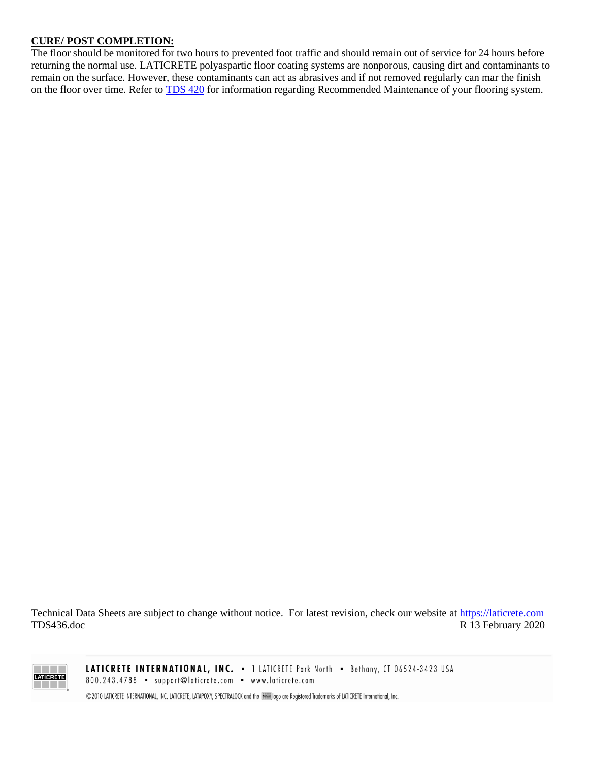**CURE/ POST COMPLETION:**

The floor should be monitored for two hours to prevented foot traffic and should remain out of service for 24 hours before returning the normal use. LATICRETE polyaspartic floor coating systems are nonporous, causing dirt and contaminants to remain on the surface. However, these contaminants can act as abrasives and if not removed regularly can mar the finish on the floor over time. Refer to [TDS 420] for information regarding Recommended Maintenance of your flooring system.

Technical Data Sheets are subject to change without notice. For latest revision, check our website at https://laticrete.com
TDS436.doc R 13 February 2020

**LATICRETE INTERNATIONAL, INC.** ▪ 1 LATICRETE Park North ▪ Bethany, CT 06524-3423 USA
800.243.4788 ▪ support@laticrete.com ▪ www.laticrete.com

©2010 LATICRETE INTERNATIONAL, INC. LATICRETE, LATAPOXY, SPECTRALOCK and the logo are Registered Trademarks of LATICRETE International, Inc.